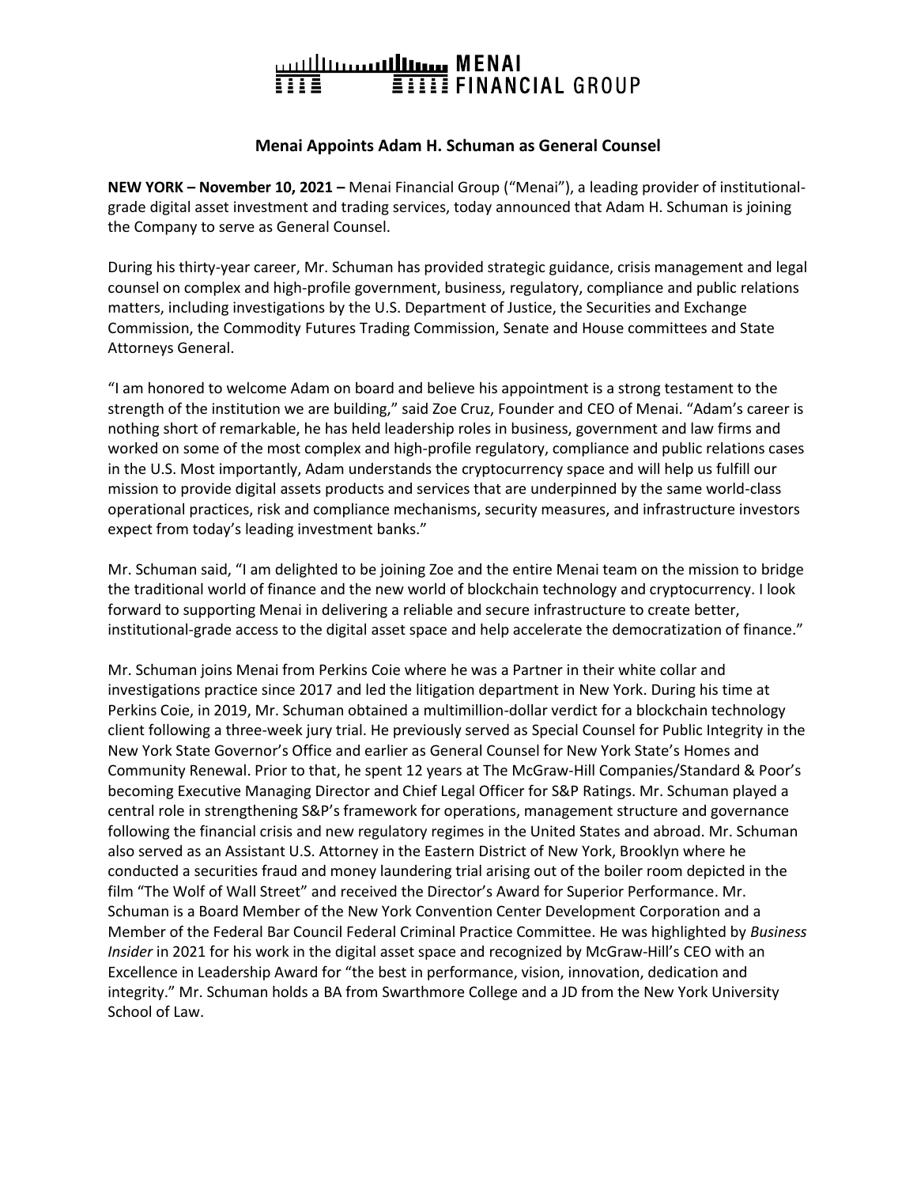MENAI FINANCIAL GROUP

## Menai Appoints Adam H. Schuman as General Counsel

**NEW YORK – November 10, 2021 –** Menai Financial Group ("Menai"), a leading provider of institutional-grade digital asset investment and trading services, today announced that Adam H. Schuman is joining the Company to serve as General Counsel.

During his thirty-year career, Mr. Schuman has provided strategic guidance, crisis management and legal counsel on complex and high-profile government, business, regulatory, compliance and public relations matters, including investigations by the U.S. Department of Justice, the Securities and Exchange Commission, the Commodity Futures Trading Commission, Senate and House committees and State Attorneys General.

"I am honored to welcome Adam on board and believe his appointment is a strong testament to the strength of the institution we are building," said Zoe Cruz, Founder and CEO of Menai. "Adam's career is nothing short of remarkable, he has held leadership roles in business, government and law firms and worked on some of the most complex and high-profile regulatory, compliance and public relations cases in the U.S. Most importantly, Adam understands the cryptocurrency space and will help us fulfill our mission to provide digital assets products and services that are underpinned by the same world-class operational practices, risk and compliance mechanisms, security measures, and infrastructure investors expect from today's leading investment banks."

Mr. Schuman said, "I am delighted to be joining Zoe and the entire Menai team on the mission to bridge the traditional world of finance and the new world of blockchain technology and cryptocurrency. I look forward to supporting Menai in delivering a reliable and secure infrastructure to create better, institutional-grade access to the digital asset space and help accelerate the democratization of finance."

Mr. Schuman joins Menai from Perkins Coie where he was a Partner in their white collar and investigations practice since 2017 and led the litigation department in New York. During his time at Perkins Coie, in 2019, Mr. Schuman obtained a multimillion-dollar verdict for a blockchain technology client following a three-week jury trial. He previously served as Special Counsel for Public Integrity in the New York State Governor's Office and earlier as General Counsel for New York State's Homes and Community Renewal. Prior to that, he spent 12 years at The McGraw-Hill Companies/Standard & Poor's becoming Executive Managing Director and Chief Legal Officer for S&P Ratings. Mr. Schuman played a central role in strengthening S&P's framework for operations, management structure and governance following the financial crisis and new regulatory regimes in the United States and abroad. Mr. Schuman also served as an Assistant U.S. Attorney in the Eastern District of New York, Brooklyn where he conducted a securities fraud and money laundering trial arising out of the boiler room depicted in the film "The Wolf of Wall Street" and received the Director's Award for Superior Performance. Mr. Schuman is a Board Member of the New York Convention Center Development Corporation and a Member of the Federal Bar Council Federal Criminal Practice Committee. He was highlighted by *Business Insider* in 2021 for his work in the digital asset space and recognized by McGraw-Hill's CEO with an Excellence in Leadership Award for "the best in performance, vision, innovation, dedication and integrity." Mr. Schuman holds a BA from Swarthmore College and a JD from the New York University School of Law.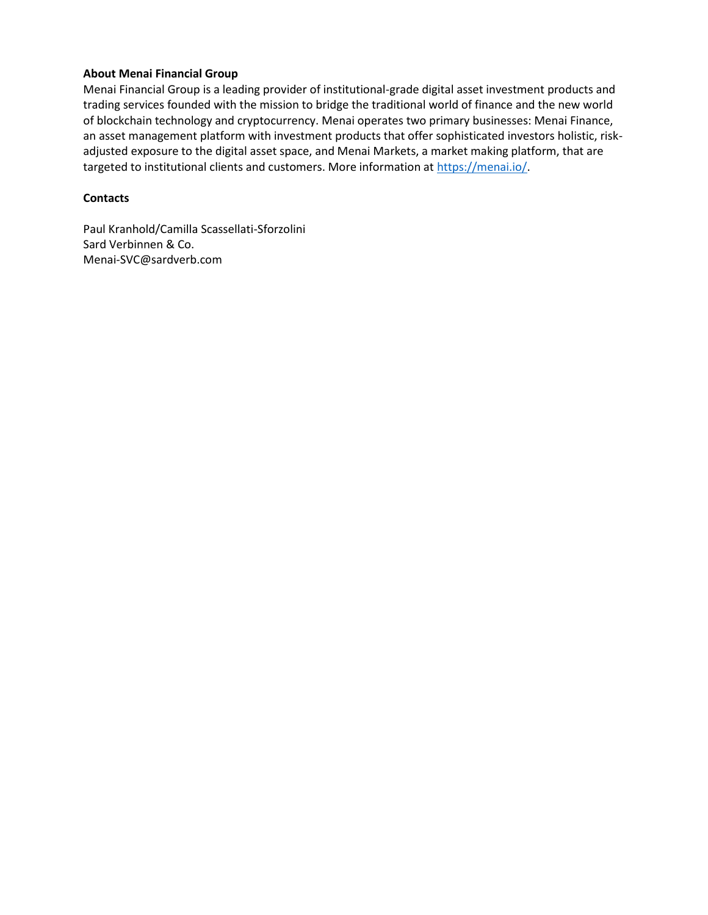**About Menai Financial Group**

Menai Financial Group is a leading provider of institutional-grade digital asset investment products and trading services founded with the mission to bridge the traditional world of finance and the new world of blockchain technology and cryptocurrency. Menai operates two primary businesses: Menai Finance, an asset management platform with investment products that offer sophisticated investors holistic, risk-adjusted exposure to the digital asset space, and Menai Markets, a market making platform, that are targeted to institutional clients and customers. More information at [https://menai.io/](https://menai.io/).

**Contacts**

Paul Kranhold/Camilla Scassellati-Sforzolini
Sard Verbinnen & Co.
Menai-SVC@sardverb.com